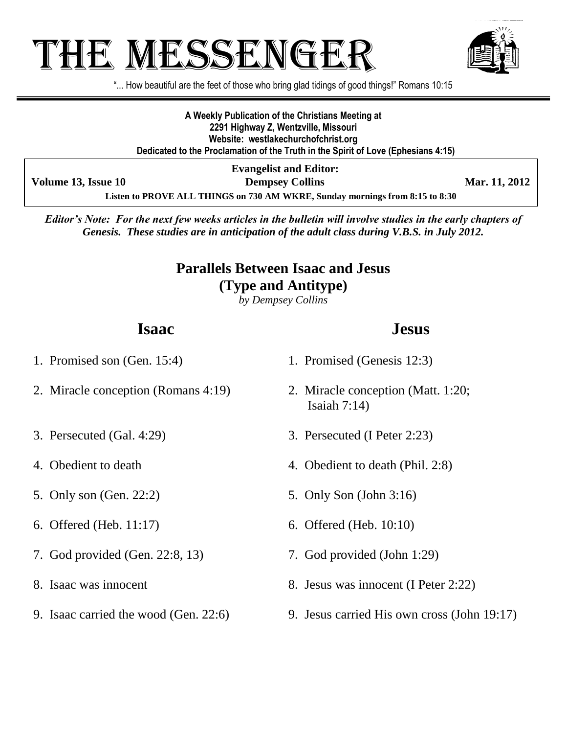# THE MESSENGER

"... How beautiful are the feet of those who bring glad tidings of good things!" Romans 10:15

**A Weekly Publication of the Christians Meeting at**
**2291 Highway Z, Wentzville, Missouri**
**Website: westlakechurchofchrist.org**
**Dedicated to the Proclamation of the Truth in the Spirit of Love (Ephesians 4:15)**

**Evangelist and Editor:**

**Volume 13, Issue 10** | **Dempsey Collins** | **Mar. 11, 2012**

**Listen to PROVE ALL THINGS on 730 AM WKRE, Sunday mornings from 8:15 to 8:30**

***Editor's Note: For the next few weeks articles in the bulletin will involve studies in the early chapters of Genesis. These studies are in anticipation of the adult class during V.B.S. in July 2012.***

## Parallels Between Isaac and Jesus (Type and Antitype)

*by Dempsey Collins*

| Isaac | Jesus |
|---|---|
| 1. Promised son (Gen. 15:4) | 1. Promised (Genesis 12:3) |
| 2. Miracle conception (Romans 4:19) | 2. Miracle conception (Matt. 1:20; Isaiah 7:14) |
| 3. Persecuted (Gal. 4:29) | 3. Persecuted (I Peter 2:23) |
| 4. Obedient to death | 4. Obedient to death (Phil. 2:8) |
| 5. Only son (Gen. 22:2) | 5. Only Son (John 3:16) |
| 6. Offered (Heb. 11:17) | 6. Offered (Heb. 10:10) |
| 7. God provided (Gen. 22:8, 13) | 7. God provided (John 1:29) |
| 8. Isaac was innocent | 8. Jesus was innocent (I Peter 2:22) |
| 9. Isaac carried the wood (Gen. 22:6) | 9. Jesus carried His own cross (John 19:17) |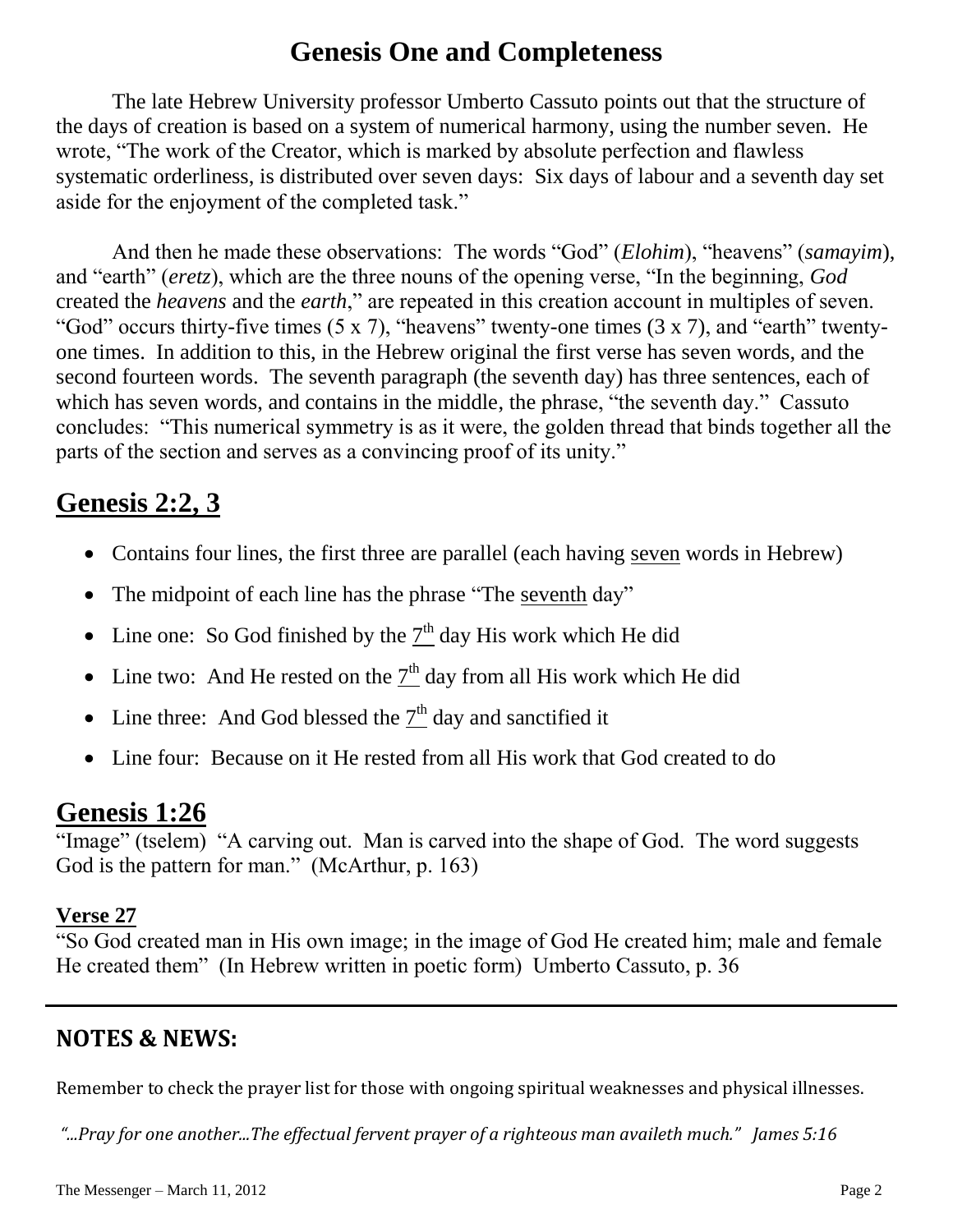# Genesis One and Completeness

The late Hebrew University professor Umberto Cassuto points out that the structure of the days of creation is based on a system of numerical harmony, using the number seven. He wrote, "The work of the Creator, which is marked by absolute perfection and flawless systematic orderliness, is distributed over seven days: Six days of labour and a seventh day set aside for the enjoyment of the completed task."

And then he made these observations: The words "God" (*Elohim*), "heavens" (*samayim*), and "earth" (*eretz*), which are the three nouns of the opening verse, "In the beginning, *God* created the *heavens* and the *earth*," are repeated in this creation account in multiples of seven. "God" occurs thirty-five times (5 x 7), "heavens" twenty-one times (3 x 7), and "earth" twenty-one times. In addition to this, in the Hebrew original the first verse has seven words, and the second fourteen words. The seventh paragraph (the seventh day) has three sentences, each of which has seven words, and contains in the middle, the phrase, "the seventh day." Cassuto concludes: "This numerical symmetry is as it were, the golden thread that binds together all the parts of the section and serves as a convincing proof of its unity."

## Genesis 2:2, 3

- Contains four lines, the first three are parallel (each having seven words in Hebrew)
- The midpoint of each line has the phrase "The seventh day"
- Line one: So God finished by the 7th day His work which He did
- Line two: And He rested on the 7th day from all His work which He did
- Line three: And God blessed the 7th day and sanctified it
- Line four: Because on it He rested from all His work that God created to do

## Genesis 1:26

"Image" (tselem) "A carving out. Man is carved into the shape of God. The word suggests God is the pattern for man." (McArthur, p. 163)

### Verse 27

"So God created man in His own image; in the image of God He created him; male and female He created them" (In Hebrew written in poetic form) Umberto Cassuto, p. 36

---

## NOTES & NEWS:

Remember to check the prayer list for those with ongoing spiritual weaknesses and physical illnesses.

*"...Pray for one another...The effectual fervent prayer of a righteous man availeth much." James 5:16*